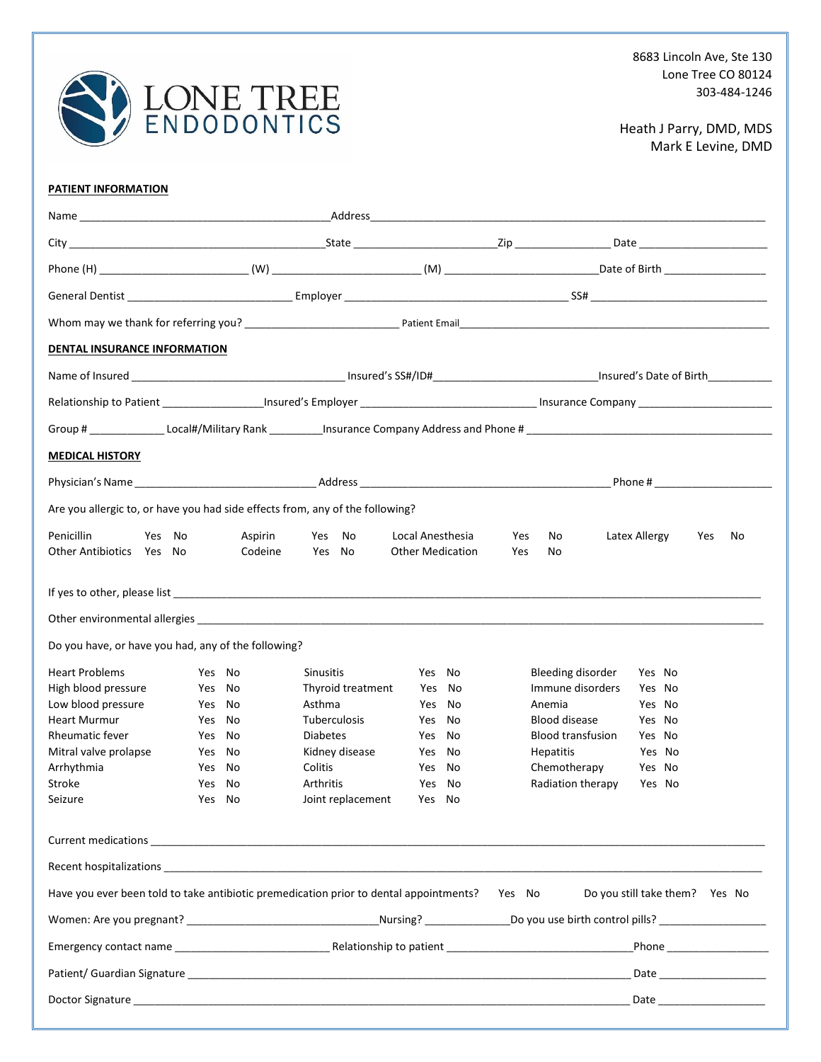# LONE TREE ENDODONTICS

8683 Lincoln Ave, Ste 130
Lone Tree CO 80124
303-484-1246

Heath J Parry, DMD, MDS
Mark E Levine, DMD

**PATIENT INFORMATION**

Name ____________________________________________ Address ______________________________________________________________________

City ____________________________________________ State ________________________ Zip ________________ Date ______________________

Phone (H) _________________________ (W) _________________________ (M) __________________________ Date of Birth _________________

General Dentist ____________________________ Employer ______________________________________ SS# ______________________________

Whom may we thank for referring you? __________________________ Patient Email ______________________________________________________

**DENTAL INSURANCE INFORMATION**

Name of Insured ___________________________________ Insured's SS#/ID# ___________________________ Insured's Date of Birth ___________

Relationship to Patient _________________ Insured's Employer _____________________________ Insurance Company _______________________

Group # _____________ Local#/Military Rank _________ Insurance Company Address and Phone # __________________________________________

**MEDICAL HISTORY**

Physician's Name ______________________________ Address __________________________________________ Phone # ____________________

Are you allergic to, or have you had side effects from, any of the following?

| | | | | | | | |
|---|---|---|---|---|---|---|---|
| Penicillin | Yes No | Aspirin | Yes No | Local Anesthesia | Yes No | Latex Allergy | Yes No |
| Other Antibiotics | Yes No | Codeine | Yes No | Other Medication | Yes No | | |

If yes to other, please list ______________________________________________________________________________________________

Other environmental allergies ______________________________________________________________________________________________

Do you have, or have you had, any of the following?

| | | | | | |
|---|---|---|---|---|---|
| Heart Problems | Yes No | Sinusitis | Yes No | Bleeding disorder | Yes No |
| High blood pressure | Yes No | Thyroid treatment | Yes No | Immune disorders | Yes No |
| Low blood pressure | Yes No | Asthma | Yes No | Anemia | Yes No |
| Heart Murmur | Yes No | Tuberculosis | Yes No | Blood disease | Yes No |
| Rheumatic fever | Yes No | Diabetes | Yes No | Blood transfusion | Yes No |
| Mitral valve prolapse | Yes No | Kidney disease | Yes No | Hepatitis | Yes No |
| Arrhythmia | Yes No | Colitis | Yes No | Chemotherapy | Yes No |
| Stroke | Yes No | Arthritis | Yes No | Radiation therapy | Yes No |
| Seizure | Yes No | Joint replacement | Yes No | | |

Current medications ______________________________________________________________________________________________

Recent hospitalizations ______________________________________________________________________________________________

Have you ever been told to take antibiotic premedication prior to dental appointments? Yes No    Do you still take them? Yes No

Women: Are you pregnant? ________________________________ Nursing? ______________ Do you use birth control pills? __________________

Emergency contact name __________________________ Relationship to patient ________________________________ Phone _________________

Patient/ Guardian Signature ____________________________________________________________________________ Date __________________

Doctor Signature ____________________________________________________________________________________ Date __________________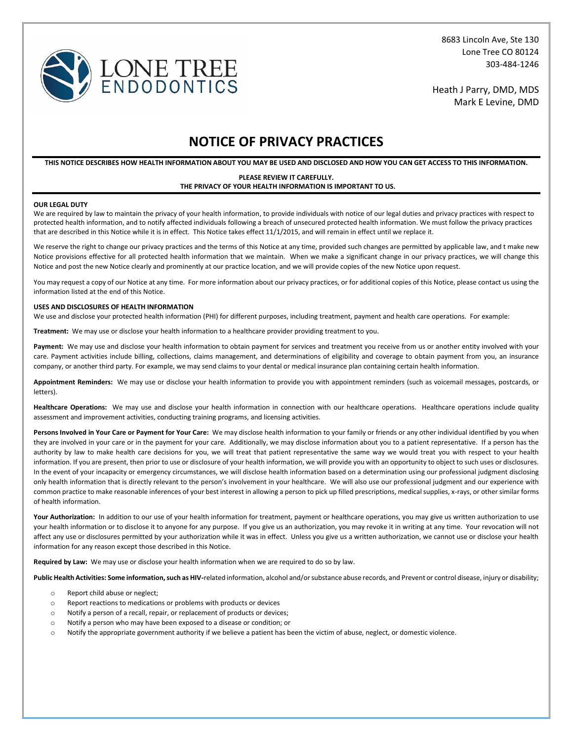8683 Lincoln Ave, Ste 130
Lone Tree CO 80124
303-484-1246

Heath J Parry, DMD, MDS
Mark E Levine, DMD

# NOTICE OF PRIVACY PRACTICES

**THIS NOTICE DESCRIBES HOW HEALTH INFORMATION ABOUT YOU MAY BE USED AND DISCLOSED AND HOW YOU CAN GET ACCESS TO THIS INFORMATION.**

**PLEASE REVIEW IT CAREFULLY.**
**THE PRIVACY OF YOUR HEALTH INFORMATION IS IMPORTANT TO US.**

**OUR LEGAL DUTY**

We are required by law to maintain the privacy of your health information, to provide individuals with notice of our legal duties and privacy practices with respect to protected health information, and to notify affected individuals following a breach of unsecured protected health information. We must follow the privacy practices that are described in this Notice while it is in effect. This Notice takes effect 11/1/2015, and will remain in effect until we replace it.

We reserve the right to change our privacy practices and the terms of this Notice at any time, provided such changes are permitted by applicable law, and t make new Notice provisions effective for all protected health information that we maintain. When we make a significant change in our privacy practices, we will change this Notice and post the new Notice clearly and prominently at our practice location, and we will provide copies of the new Notice upon request.

You may request a copy of our Notice at any time. For more information about our privacy practices, or for additional copies of this Notice, please contact us using the information listed at the end of this Notice.

**USES AND DISCLOSURES OF HEALTH INFORMATION**

We use and disclose your protected health information (PHI) for different purposes, including treatment, payment and health care operations. For example:

**Treatment:** We may use or disclose your health information to a healthcare provider providing treatment to you.

**Payment:** We may use and disclose your health information to obtain payment for services and treatment you receive from us or another entity involved with your care. Payment activities include billing, collections, claims management, and determinations of eligibility and coverage to obtain payment from you, an insurance company, or another third party. For example, we may send claims to your dental or medical insurance plan containing certain health information.

**Appointment Reminders:** We may use or disclose your health information to provide you with appointment reminders (such as voicemail messages, postcards, or letters).

**Healthcare Operations:** We may use and disclose your health information in connection with our healthcare operations. Healthcare operations include quality assessment and improvement activities, conducting training programs, and licensing activities.

**Persons Involved in Your Care or Payment for Your Care:** We may disclose health information to your family or friends or any other individual identified by you when they are involved in your care or in the payment for your care. Additionally, we may disclose information about you to a patient representative. If a person has the authority by law to make health care decisions for you, we will treat that patient representative the same way we would treat you with respect to your health information. If you are present, then prior to use or disclosure of your health information, we will provide you with an opportunity to object to such uses or disclosures. In the event of your incapacity or emergency circumstances, we will disclose health information based on a determination using our professional judgment disclosing only health information that is directly relevant to the person's involvement in your healthcare. We will also use our professional judgment and our experience with common practice to make reasonable inferences of your best interest in allowing a person to pick up filled prescriptions, medical supplies, x-rays, or other similar forms of health information.

**Your Authorization:** In addition to our use of your health information for treatment, payment or healthcare operations, you may give us written authorization to use your health information or to disclose it to anyone for any purpose. If you give us an authorization, you may revoke it in writing at any time. Your revocation will not affect any use or disclosures permitted by your authorization while it was in effect. Unless you give us a written authorization, we cannot use or disclose your health information for any reason except those described in this Notice.

**Required by Law:** We may use or disclose your health information when we are required to do so by law.

**Public Health Activities: Some information, such as HIV-**related information, alcohol and/or substance abuse records, and Prevent or control disease, injury or disability;

- Report child abuse or neglect;
- Report reactions to medications or problems with products or devices
- Notify a person of a recall, repair, or replacement of products or devices;
- Notify a person who may have been exposed to a disease or condition; or
- Notify the appropriate government authority if we believe a patient has been the victim of abuse, neglect, or domestic violence.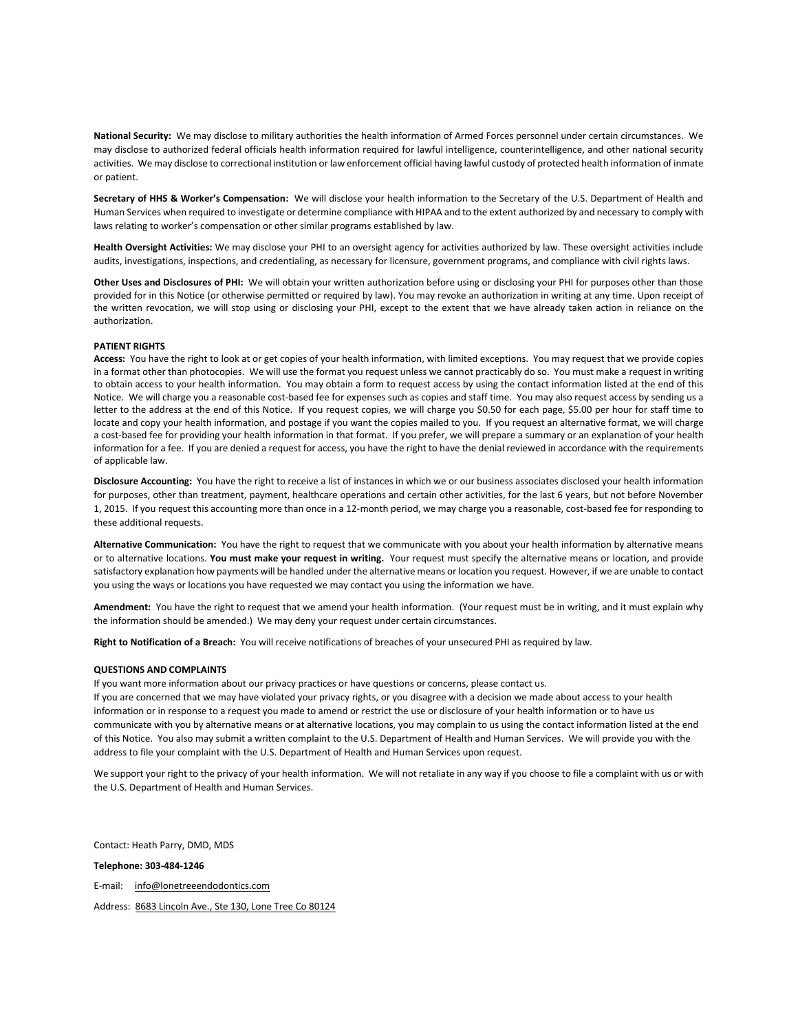**National Security:** We may disclose to military authorities the health information of Armed Forces personnel under certain circumstances. We may disclose to authorized federal officials health information required for lawful intelligence, counterintelligence, and other national security activities. We may disclose to correctional institution or law enforcement official having lawful custody of protected health information of inmate or patient.

**Secretary of HHS & Worker's Compensation:** We will disclose your health information to the Secretary of the U.S. Department of Health and Human Services when required to investigate or determine compliance with HIPAA and to the extent authorized by and necessary to comply with laws relating to worker's compensation or other similar programs established by law.

**Health Oversight Activities:** We may disclose your PHI to an oversight agency for activities authorized by law. These oversight activities include audits, investigations, inspections, and credentialing, as necessary for licensure, government programs, and compliance with civil rights laws.

**Other Uses and Disclosures of PHI:** We will obtain your written authorization before using or disclosing your PHI for purposes other than those provided for in this Notice (or otherwise permitted or required by law). You may revoke an authorization in writing at any time. Upon receipt of the written revocation, we will stop using or disclosing your PHI, except to the extent that we have already taken action in reliance on the authorization.

**PATIENT RIGHTS**

**Access:** You have the right to look at or get copies of your health information, with limited exceptions. You may request that we provide copies in a format other than photocopies. We will use the format you request unless we cannot practicably do so. You must make a request in writing to obtain access to your health information. You may obtain a form to request access by using the contact information listed at the end of this Notice. We will charge you a reasonable cost-based fee for expenses such as copies and staff time. You may also request access by sending us a letter to the address at the end of this Notice. If you request copies, we will charge you $0.50 for each page, $5.00 per hour for staff time to locate and copy your health information, and postage if you want the copies mailed to you. If you request an alternative format, we will charge a cost-based fee for providing your health information in that format. If you prefer, we will prepare a summary or an explanation of your health information for a fee. If you are denied a request for access, you have the right to have the denial reviewed in accordance with the requirements of applicable law.

**Disclosure Accounting:** You have the right to receive a list of instances in which we or our business associates disclosed your health information for purposes, other than treatment, payment, healthcare operations and certain other activities, for the last 6 years, but not before November 1, 2015. If you request this accounting more than once in a 12-month period, we may charge you a reasonable, cost-based fee for responding to these additional requests.

**Alternative Communication:** You have the right to request that we communicate with you about your health information by alternative means or to alternative locations. **You must make your request in writing.** Your request must specify the alternative means or location, and provide satisfactory explanation how payments will be handled under the alternative means or location you request. However, if we are unable to contact you using the ways or locations you have requested we may contact you using the information we have.

**Amendment:** You have the right to request that we amend your health information. (Your request must be in writing, and it must explain why the information should be amended.) We may deny your request under certain circumstances.

**Right to Notification of a Breach:** You will receive notifications of breaches of your unsecured PHI as required by law.

**QUESTIONS AND COMPLAINTS**

If you want more information about our privacy practices or have questions or concerns, please contact us.

If you are concerned that we may have violated your privacy rights, or you disagree with a decision we made about access to your health information or in response to a request you made to amend or restrict the use or disclosure of your health information or to have us communicate with you by alternative means or at alternative locations, you may complain to us using the contact information listed at the end of this Notice. You also may submit a written complaint to the U.S. Department of Health and Human Services. We will provide you with the address to file your complaint with the U.S. Department of Health and Human Services upon request.

We support your right to the privacy of your health information. We will not retaliate in any way if you choose to file a complaint with us or with the U.S. Department of Health and Human Services.

Contact: Heath Parry, DMD, MDS

**Telephone: 303-484-1246**

E-mail: info@lonetreeendodontics.com

Address: 8683 Lincoln Ave., Ste 130, Lone Tree Co 80124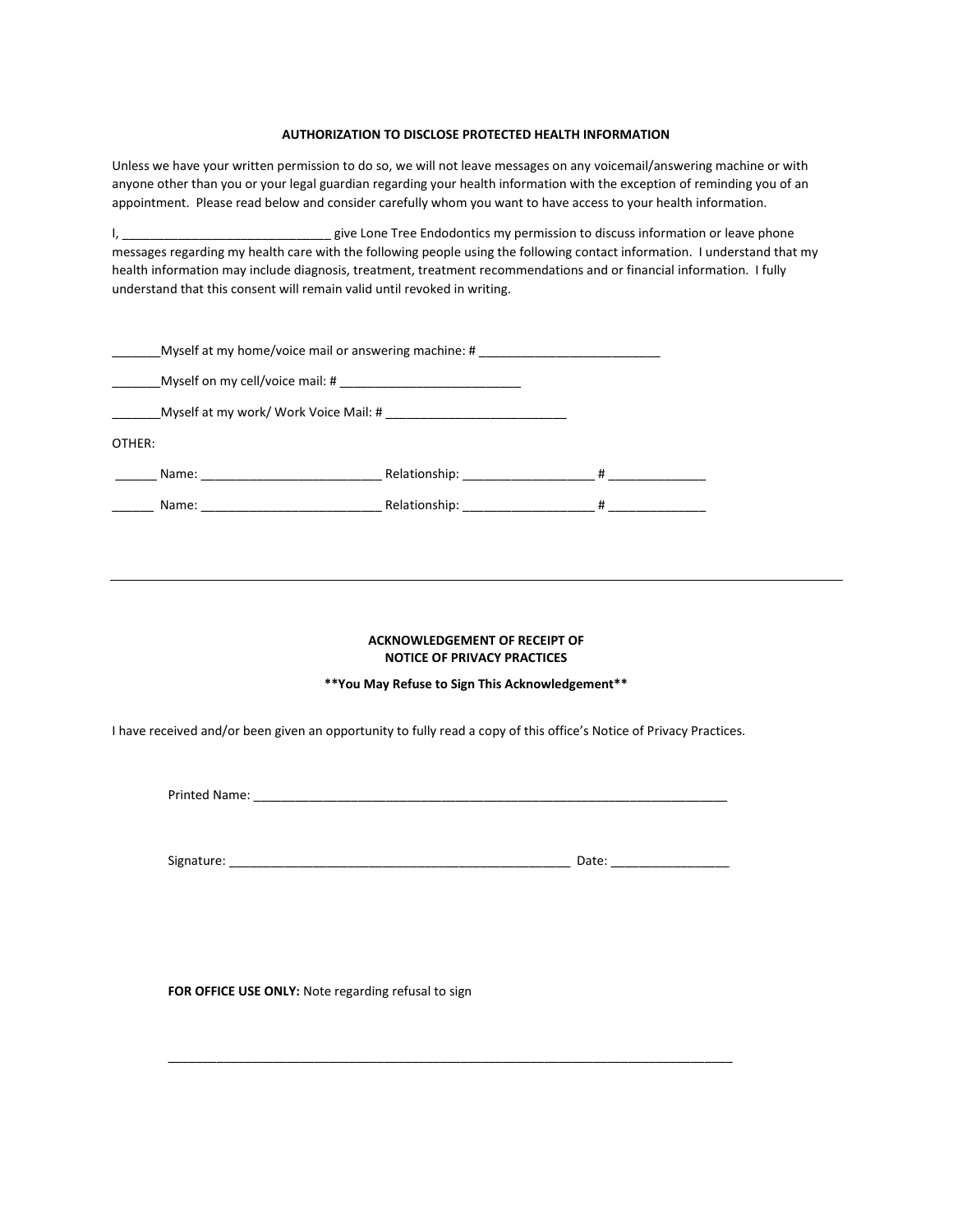## AUTHORIZATION TO DISCLOSE PROTECTED HEALTH INFORMATION

Unless we have your written permission to do so, we will not leave messages on any voicemail/answering machine or with anyone other than you or your legal guardian regarding your health information with the exception of reminding you of an appointment. Please read below and consider carefully whom you want to have access to your health information.

I, _____________________________ give Lone Tree Endodontics my permission to discuss information or leave phone messages regarding my health care with the following people using the following contact information. I understand that my health information may include diagnosis, treatment, treatment recommendations and or financial information. I fully understand that this consent will remain valid until revoked in writing.

_______Myself at my home/voice mail or answering machine: # __________________________

_______Myself on my cell/voice mail: # __________________________

_______Myself at my work/ Work Voice Mail: # __________________________

OTHER:

______ Name: __________________________ Relationship: ___________________ # ______________

______ Name: __________________________ Relationship: ___________________ # ______________

---

## ACKNOWLEDGEMENT OF RECEIPT OF NOTICE OF PRIVACY PRACTICES

**\*\*You May Refuse to Sign This Acknowledgement\*\***

I have received and/or been given an opportunity to fully read a copy of this office's Notice of Privacy Practices.

Printed Name: ______________________________________________________________________

Signature: __________________________________________________ Date: _________________

**FOR OFFICE USE ONLY:** Note regarding refusal to sign

____________________________________________________________________________________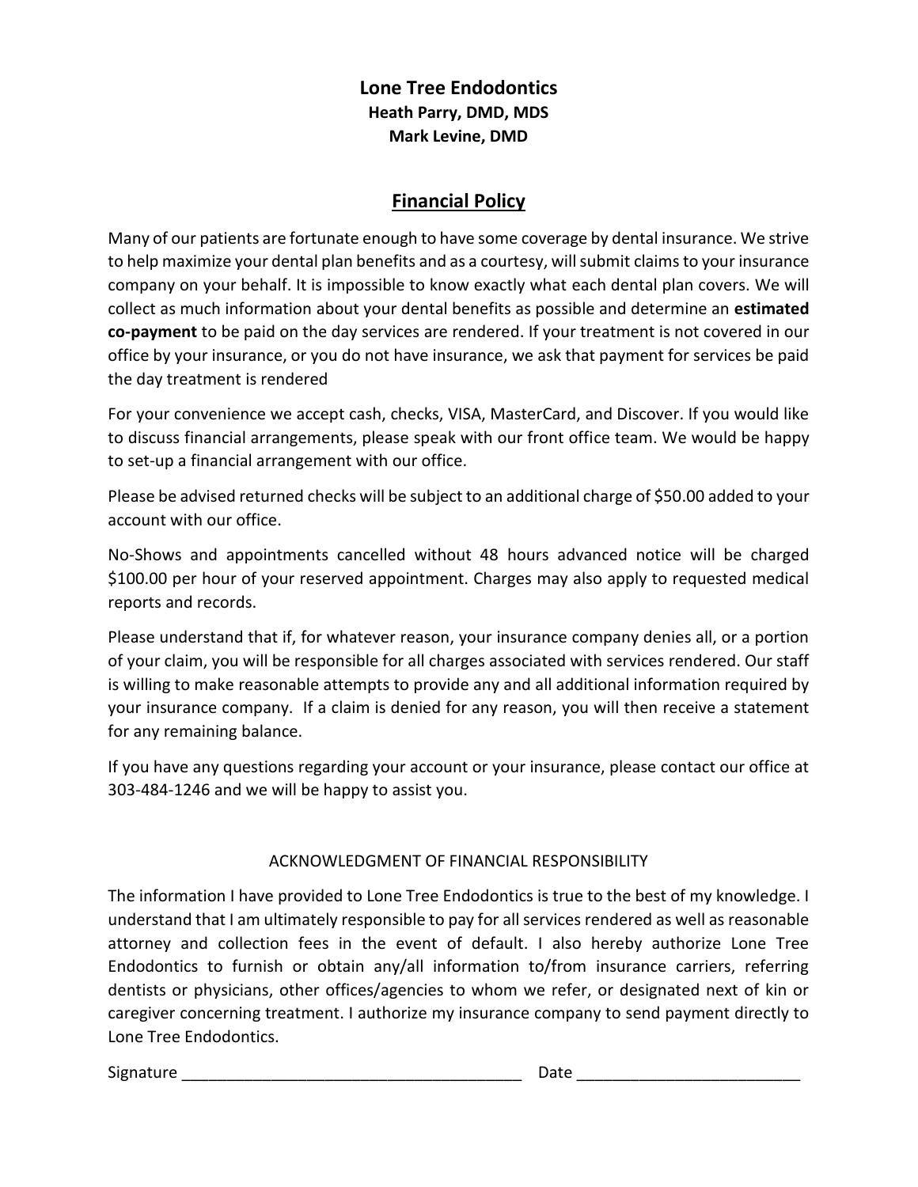# Lone Tree Endodontics

**Heath Parry, DMD, MDS**
**Mark Levine, DMD**

## Financial Policy

Many of our patients are fortunate enough to have some coverage by dental insurance. We strive to help maximize your dental plan benefits and as a courtesy, will submit claims to your insurance company on your behalf. It is impossible to know exactly what each dental plan covers. We will collect as much information about your dental benefits as possible and determine an **estimated co-payment** to be paid on the day services are rendered. If your treatment is not covered in our office by your insurance, or you do not have insurance, we ask that payment for services be paid the day treatment is rendered

For your convenience we accept cash, checks, VISA, MasterCard, and Discover. If you would like to discuss financial arrangements, please speak with our front office team. We would be happy to set-up a financial arrangement with our office.

Please be advised returned checks will be subject to an additional charge of $50.00 added to your account with our office.

No-Shows and appointments cancelled without 48 hours advanced notice will be charged $100.00 per hour of your reserved appointment. Charges may also apply to requested medical reports and records.

Please understand that if, for whatever reason, your insurance company denies all, or a portion of your claim, you will be responsible for all charges associated with services rendered. Our staff is willing to make reasonable attempts to provide any and all additional information required by your insurance company. If a claim is denied for any reason, you will then receive a statement for any remaining balance.

If you have any questions regarding your account or your insurance, please contact our office at 303-484-1246 and we will be happy to assist you.

ACKNOWLEDGMENT OF FINANCIAL RESPONSIBILITY

The information I have provided to Lone Tree Endodontics is true to the best of my knowledge. I understand that I am ultimately responsible to pay for all services rendered as well as reasonable attorney and collection fees in the event of default. I also hereby authorize Lone Tree Endodontics to furnish or obtain any/all information to/from insurance carriers, referring dentists or physicians, other offices/agencies to whom we refer, or designated next of kin or caregiver concerning treatment. I authorize my insurance company to send payment directly to Lone Tree Endodontics.

Signature ______________________________________ Date ________________________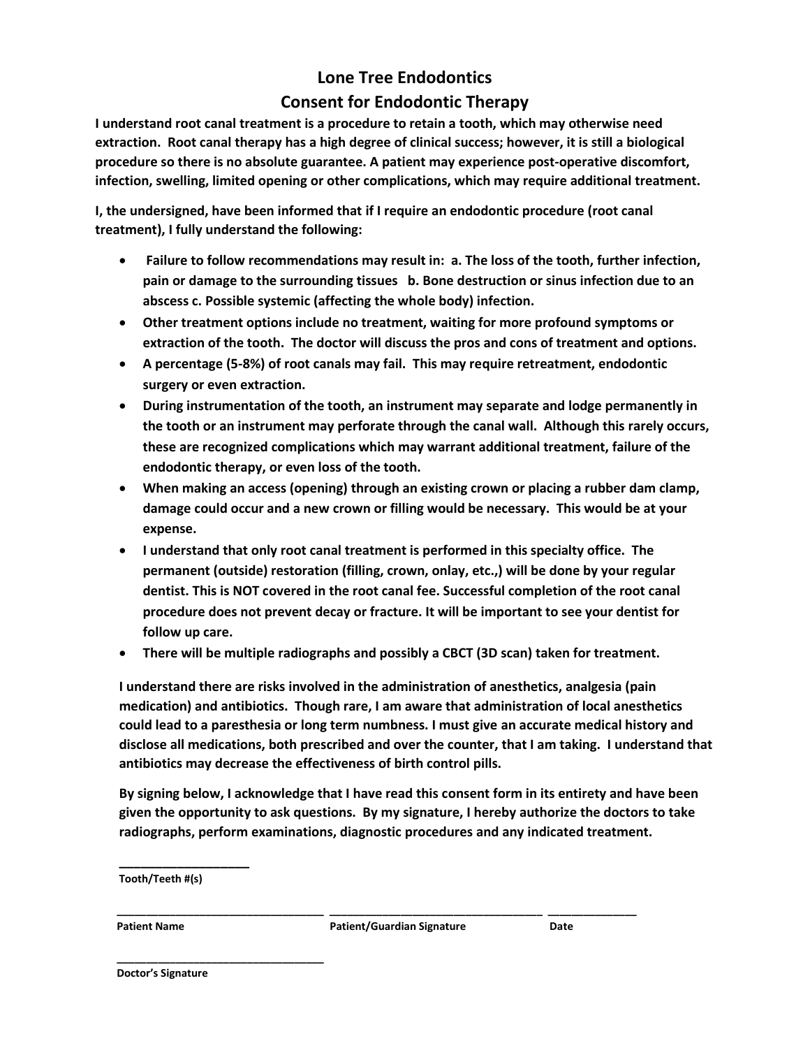# Lone Tree Endodontics

## Consent for Endodontic Therapy

**I understand root canal treatment is a procedure to retain a tooth, which may otherwise need extraction. Root canal therapy has a high degree of clinical success; however, it is still a biological procedure so there is no absolute guarantee. A patient may experience post-operative discomfort, infection, swelling, limited opening or other complications, which may require additional treatment.**

**I, the undersigned, have been informed that if I require an endodontic procedure (root canal treatment), I fully understand the following:**

- **Failure to follow recommendations may result in: a. The loss of the tooth, further infection, pain or damage to the surrounding tissues b. Bone destruction or sinus infection due to an abscess c. Possible systemic (affecting the whole body) infection.**
- **Other treatment options include no treatment, waiting for more profound symptoms or extraction of the tooth. The doctor will discuss the pros and cons of treatment and options.**
- **A percentage (5-8%) of root canals may fail. This may require retreatment, endodontic surgery or even extraction.**
- **During instrumentation of the tooth, an instrument may separate and lodge permanently in the tooth or an instrument may perforate through the canal wall. Although this rarely occurs, these are recognized complications which may warrant additional treatment, failure of the endodontic therapy, or even loss of the tooth.**
- **When making an access (opening) through an existing crown or placing a rubber dam clamp, damage could occur and a new crown or filling would be necessary. This would be at your expense.**
- **I understand that only root canal treatment is performed in this specialty office. The permanent (outside) restoration (filling, crown, onlay, etc.,) will be done by your regular dentist. This is NOT covered in the root canal fee. Successful completion of the root canal procedure does not prevent decay or fracture. It will be important to see your dentist for follow up care.**
- **There will be multiple radiographs and possibly a CBCT (3D scan) taken for treatment.**

**I understand there are risks involved in the administration of anesthetics, analgesia (pain medication) and antibiotics. Though rare, I am aware that administration of local anesthetics could lead to a paresthesia or long term numbness. I must give an accurate medical history and disclose all medications, both prescribed and over the counter, that I am taking. I understand that antibiotics may decrease the effectiveness of birth control pills.**

**By signing below, I acknowledge that I have read this consent form in its entirety and have been given the opportunity to ask questions. By my signature, I hereby authorize the doctors to take radiographs, perform examinations, diagnostic procedures and any indicated treatment.**

___________________
**Tooth/Teeth #(s)**

________________________________ ________________________________ ______________
**Patient Name** **Patient/Guardian Signature** **Date**

________________________________
**Doctor's Signature**